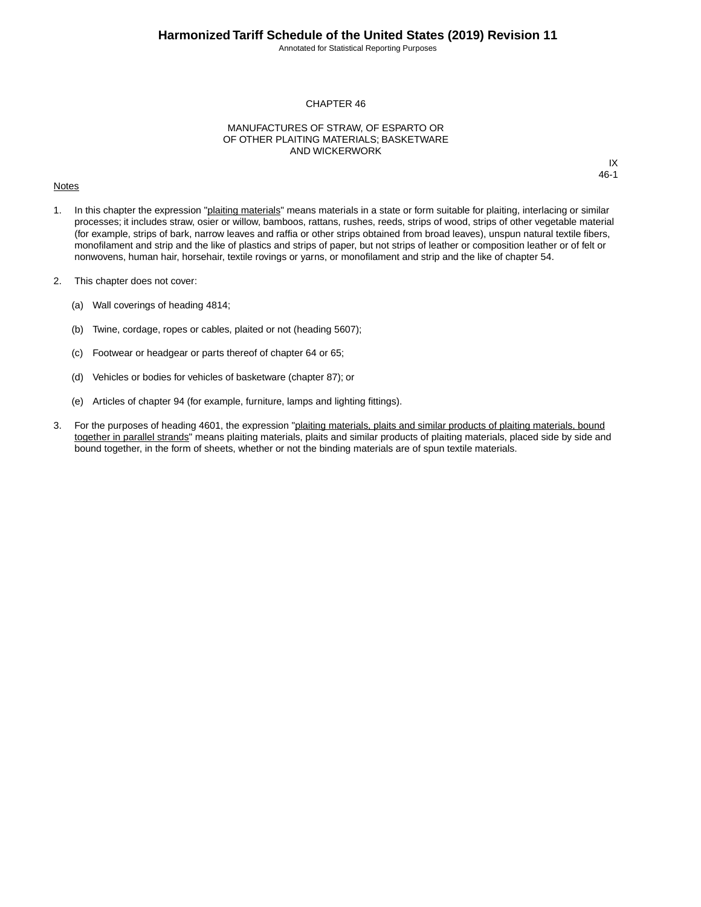# CHAPTER 46

## MANUFACTURES OF STRAW, OF ESPARTO OR OF OTHER PLAITING MATERIALS; BASKETWARE AND WICKERWORK

IX
46-1

Notes

1. In this chapter the expression "plaiting materials" means materials in a state or form suitable for plaiting, interlacing or similar processes; it includes straw, osier or willow, bamboos, rattans, rushes, reeds, strips of wood, strips of other vegetable material (for example, strips of bark, narrow leaves and raffia or other strips obtained from broad leaves), unspun natural textile fibers, monofilament and strip and the like of plastics and strips of paper, but not strips of leather or composition leather or of felt or nonwovens, human hair, horsehair, textile rovings or yarns, or monofilament and strip and the like of chapter 54.

2. This chapter does not cover:

   (a) Wall coverings of heading 4814;

   (b) Twine, cordage, ropes or cables, plaited or not (heading 5607);

   (c) Footwear or headgear or parts thereof of chapter 64 or 65;

   (d) Vehicles or bodies for vehicles of basketware (chapter 87); or

   (e) Articles of chapter 94 (for example, furniture, lamps and lighting fittings).

3. For the purposes of heading 4601, the expression "plaiting materials, plaits and similar products of plaiting materials, bound together in parallel strands" means plaiting materials, plaits and similar products of plaiting materials, placed side by side and bound together, in the form of sheets, whether or not the binding materials are of spun textile materials.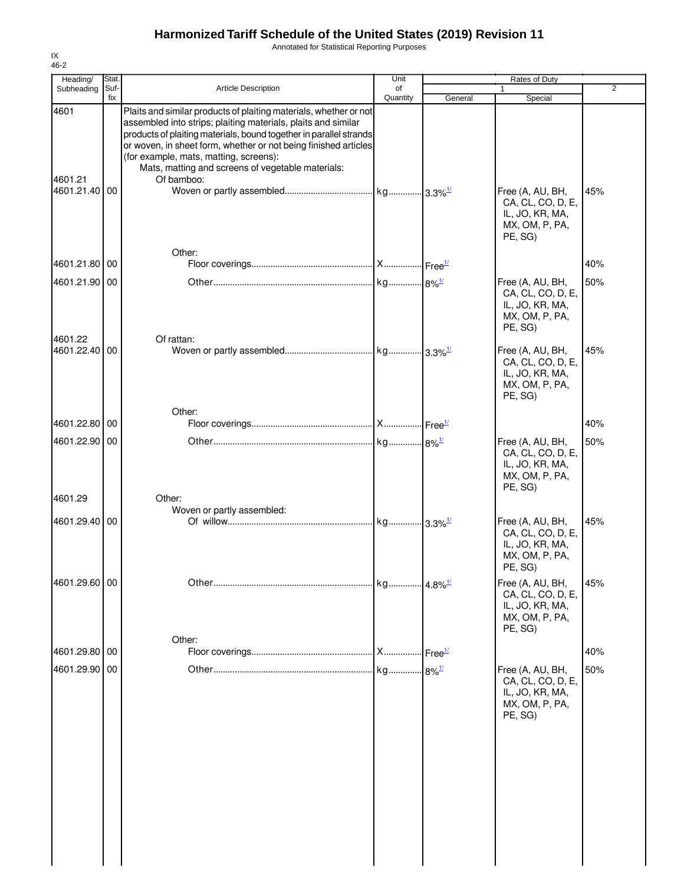# Harmonized Tariff Schedule of the United States (2019) Revision 11

Annotated for Statistical Reporting Purposes

IX
46-2

| Heading/ Subheading | Stat. Suf- fix | Article Description | Unit of Quantity | Rates of Duty 1 General | Rates of Duty 1 Special | Rates of Duty 2 |
|---|---|---|---|---|---|---|
| 4601 | | Plaits and similar products of plaiting materials, whether or not assembled into strips; plaiting materials, plaits and similar products of plaiting materials, bound together in parallel strands or woven, in sheet form, whether or not being finished articles (for example, mats, matting, screens): | | | | |
| | | Mats, matting and screens of vegetable materials: | | | | |
| 4601.21 | | Of bamboo: | | | | |
| 4601.21.40 | 00 | Woven or partly assembled | kg | 3.3%[1/] | Free (A, AU, BH, CA, CL, CO, D, E, IL, JO, KR, MA, MX, OM, P, PA, PE, SG) | 45% |
| | | Other: | | | | |
| 4601.21.80 | 00 | Floor coverings | X | Free[1/] | | 40% |
| 4601.21.90 | 00 | Other | kg | 8%[1/] | Free (A, AU, BH, CA, CL, CO, D, E, IL, JO, KR, MA, MX, OM, P, PA, PE, SG) | 50% |
| 4601.22 | | Of rattan: | | | | |
| 4601.22.40 | 00 | Woven or partly assembled | kg | 3.3%[1/] | Free (A, AU, BH, CA, CL, CO, D, E, IL, JO, KR, MA, MX, OM, P, PA, PE, SG) | 45% |
| | | Other: | | | | |
| 4601.22.80 | 00 | Floor coverings | X | Free[1/] | | 40% |
| 4601.22.90 | 00 | Other | kg | 8%[1/] | Free (A, AU, BH, CA, CL, CO, D, E, IL, JO, KR, MA, MX, OM, P, PA, PE, SG) | 50% |
| 4601.29 | | Other: | | | | |
| | | Woven or partly assembled: | | | | |
| 4601.29.40 | 00 | Of willow | kg | 3.3%[1/] | Free (A, AU, BH, CA, CL, CO, D, E, IL, JO, KR, MA, MX, OM, P, PA, PE, SG) | 45% |
| 4601.29.60 | 00 | Other | kg | 4.8%[1/] | Free (A, AU, BH, CA, CL, CO, D, E, IL, JO, KR, MA, MX, OM, P, PA, PE, SG) | 45% |
| | | Other: | | | | |
| 4601.29.80 | 00 | Floor coverings | X | Free[1/] | | 40% |
| 4601.29.90 | 00 | Other | kg | 8%[1/] | Free (A, AU, BH, CA, CL, CO, D, E, IL, JO, KR, MA, MX, OM, P, PA, PE, SG) | 50% |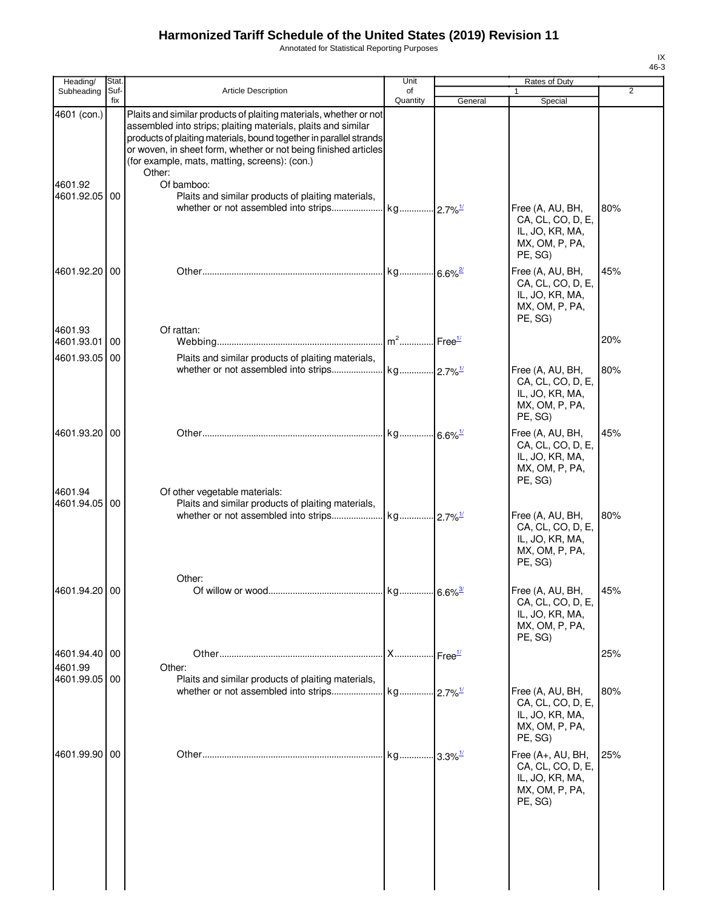# Harmonized Tariff Schedule of the United States (2019) Revision 11

Annotated for Statistical Reporting Purposes

| Heading/ Subheading | Stat. Suf- fix | Article Description | Unit of Quantity | Rates of Duty 1 General | Special | 2 |
|---|---|---|---|---|---|---|
| 4601 (con.) | | Plaits and similar products of plaiting materials, whether or not assembled into strips; plaiting materials, plaits and similar products of plaiting materials, bound together in parallel strands or woven, in sheet form, whether or not being finished articles (for example, mats, matting, screens): (con.) | | | | |
| | | Other: | | | | |
| 4601.92 | | Of bamboo: | | | | |
| 4601.92.05 | 00 | Plaits and similar products of plaiting materials, whether or not assembled into strips | kg | 2.7%[1/] | Free (A, AU, BH, CA, CL, CO, D, E, IL, JO, KR, MA, MX, OM, P, PA, PE, SG) | 80% |
| 4601.92.20 | 00 | Other | kg | 6.6%[2/] | Free (A, AU, BH, CA, CL, CO, D, E, IL, JO, KR, MA, MX, OM, P, PA, PE, SG) | 45% |
| 4601.93 | | Of rattan: | | | | |
| 4601.93.01 | 00 | Webbing | $m^2$ | Free[1/] | | 20% |
| 4601.93.05 | 00 | Plaits and similar products of plaiting materials, whether or not assembled into strips | kg | 2.7%[1/] | Free (A, AU, BH, CA, CL, CO, D, E, IL, JO, KR, MA, MX, OM, P, PA, PE, SG) | 80% |
| 4601.93.20 | 00 | Other | kg | 6.6%[1/] | Free (A, AU, BH, CA, CL, CO, D, E, IL, JO, KR, MA, MX, OM, P, PA, PE, SG) | 45% |
| 4601.94 | | Of other vegetable materials: | | | | |
| 4601.94.05 | 00 | Plaits and similar products of plaiting materials, whether or not assembled into strips | kg | 2.7%[1/] | Free (A, AU, BH, CA, CL, CO, D, E, IL, JO, KR, MA, MX, OM, P, PA, PE, SG) | 80% |
| | | Other: | | | | |
| 4601.94.20 | 00 | Of willow or wood | kg | 6.6%[3/] | Free (A, AU, BH, CA, CL, CO, D, E, IL, JO, KR, MA, MX, OM, P, PA, PE, SG) | 45% |
| 4601.94.40 | 00 | Other | X | Free[1/] | | 25% |
| 4601.99 | | Other: | | | | |
| 4601.99.05 | 00 | Plaits and similar products of plaiting materials, whether or not assembled into strips | kg | 2.7%[1/] | Free (A, AU, BH, CA, CL, CO, D, E, IL, JO, KR, MA, MX, OM, P, PA, PE, SG) | 80% |
| 4601.99.90 | 00 | Other | kg | 3.3%[1/] | Free (A+, AU, BH, CA, CL, CO, D, E, IL, JO, KR, MA, MX, OM, P, PA, PE, SG) | 25% |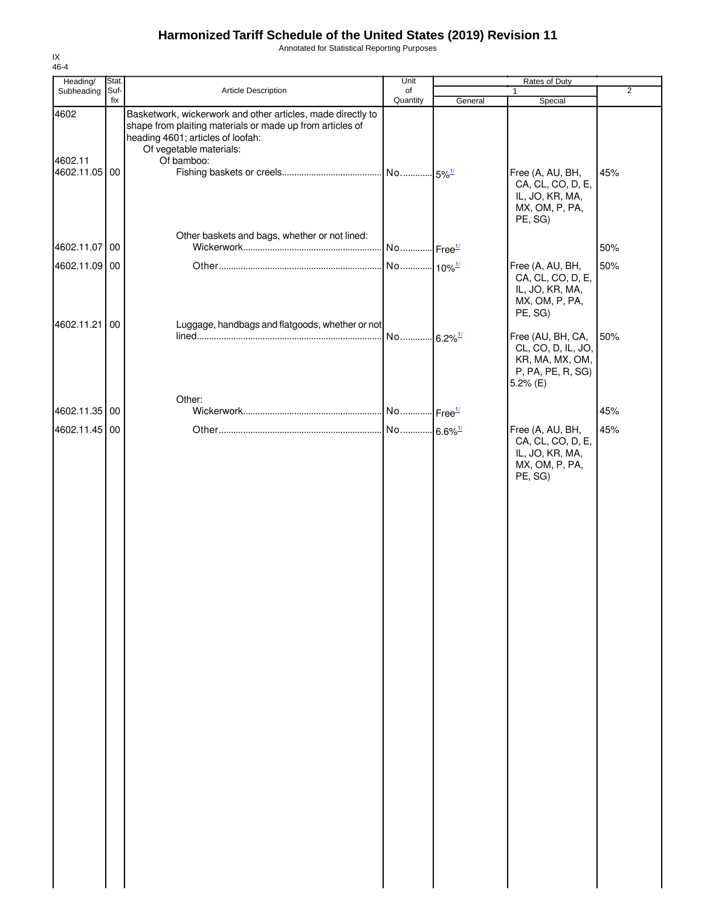# Harmonized Tariff Schedule of the United States (2019) Revision 11

Annotated for Statistical Reporting Purposes

IX
46-4

| Heading/ Subheading | Stat. Suf- fix | Article Description | Unit of Quantity | Rates of Duty 1 General | Special | 2 |
|---|---|---|---|---|---|---|
| 4602 | | Basketwork, wickerwork and other articles, made directly to shape from plaiting materials or made up from articles of heading 4601; articles of loofah: | | | | |
| | | Of vegetable materials: | | | | |
| 4602.11 | | Of bamboo: | | | | |
| 4602.11.05 | 00 | Fishing baskets or creels | No. | 5%[1/] | Free (A, AU, BH, CA, CL, CO, D, E, IL, JO, KR, MA, MX, OM, P, PA, PE, SG) | 45% |
| | | Other baskets and bags, whether or not lined: | | | | |
| 4602.11.07 | 00 | Wickerwork | No. | Free[1/] | | 50% |
| 4602.11.09 | 00 | Other | No. | 10%[1/] | Free (A, AU, BH, CA, CL, CO, D, E, IL, JO, KR, MA, MX, OM, P, PA, PE, SG) | 50% |
| 4602.11.21 | 00 | Luggage, handbags and flatgoods, whether or not lined | No. | 6.2%[1/] | Free (AU, BH, CA, CL, CO, D, IL, JO, KR, MA, MX, OM, P, PA, PE, R, SG) 5.2% (E) | 50% |
| | | Other: | | | | |
| 4602.11.35 | 00 | Wickerwork | No. | Free[1/] | | 45% |
| 4602.11.45 | 00 | Other | No. | 6.6%[1/] | Free (A, AU, BH, CA, CL, CO, D, E, IL, JO, KR, MA, MX, OM, P, PA, PE, SG) | 45% |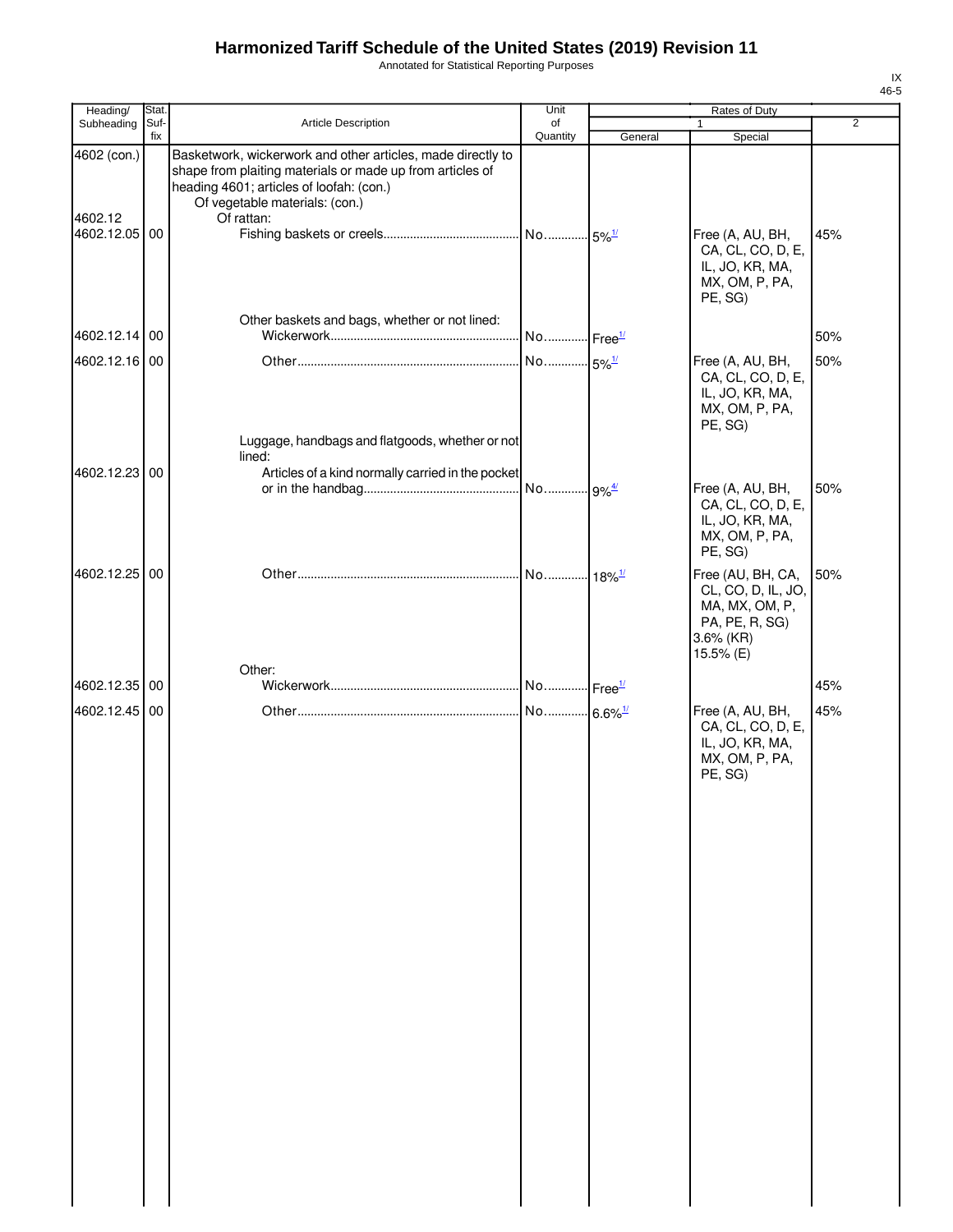# Harmonized Tariff Schedule of the United States (2019) Revision 11

Annotated for Statistical Reporting Purposes

| Heading/ Subheading | Stat. Suf- fix | Article Description | Unit of Quantity | Rates of Duty 1 General | Special | 2 |
|---|---|---|---|---|---|---|
| 4602 (con.) | | Basketwork, wickerwork and other articles, made directly to shape from plaiting materials or made up from articles of heading 4601; articles of loofah: (con.) | | | | |
| | | Of vegetable materials: (con.) | | | | |
| 4602.12 | | Of rattan: | | | | |
| 4602.12.05 | 00 | Fishing baskets or creels | No. | 5%[1/] | Free (A, AU, BH, CA, CL, CO, D, E, IL, JO, KR, MA, MX, OM, P, PA, PE, SG) | 45% |
| | | Other baskets and bags, whether or not lined: | | | | |
| 4602.12.14 | 00 | Wickerwork | No. | Free[1/] | | 50% |
| 4602.12.16 | 00 | Other | No. | 5%[1/] | Free (A, AU, BH, CA, CL, CO, D, E, IL, JO, KR, MA, MX, OM, P, PA, PE, SG) | 50% |
| | | Luggage, handbags and flatgoods, whether or not lined: | | | | |
| 4602.12.23 | 00 | Articles of a kind normally carried in the pocket or in the handbag | No. | 9%[4/] | Free (A, AU, BH, CA, CL, CO, D, E, IL, JO, KR, MA, MX, OM, P, PA, PE, SG) | 50% |
| 4602.12.25 | 00 | Other | No. | 18%[1/] | Free (AU, BH, CA, CL, CO, D, IL, JO, MA, MX, OM, P, PA, PE, R, SG) 3.6% (KR) 15.5% (E) | 50% |
| | | Other: | | | | |
| 4602.12.35 | 00 | Wickerwork | No. | Free[1/] | | 45% |
| 4602.12.45 | 00 | Other | No. | 6.6%[1/] | Free (A, AU, BH, CA, CL, CO, D, E, IL, JO, KR, MA, MX, OM, P, PA, PE, SG) | 45% |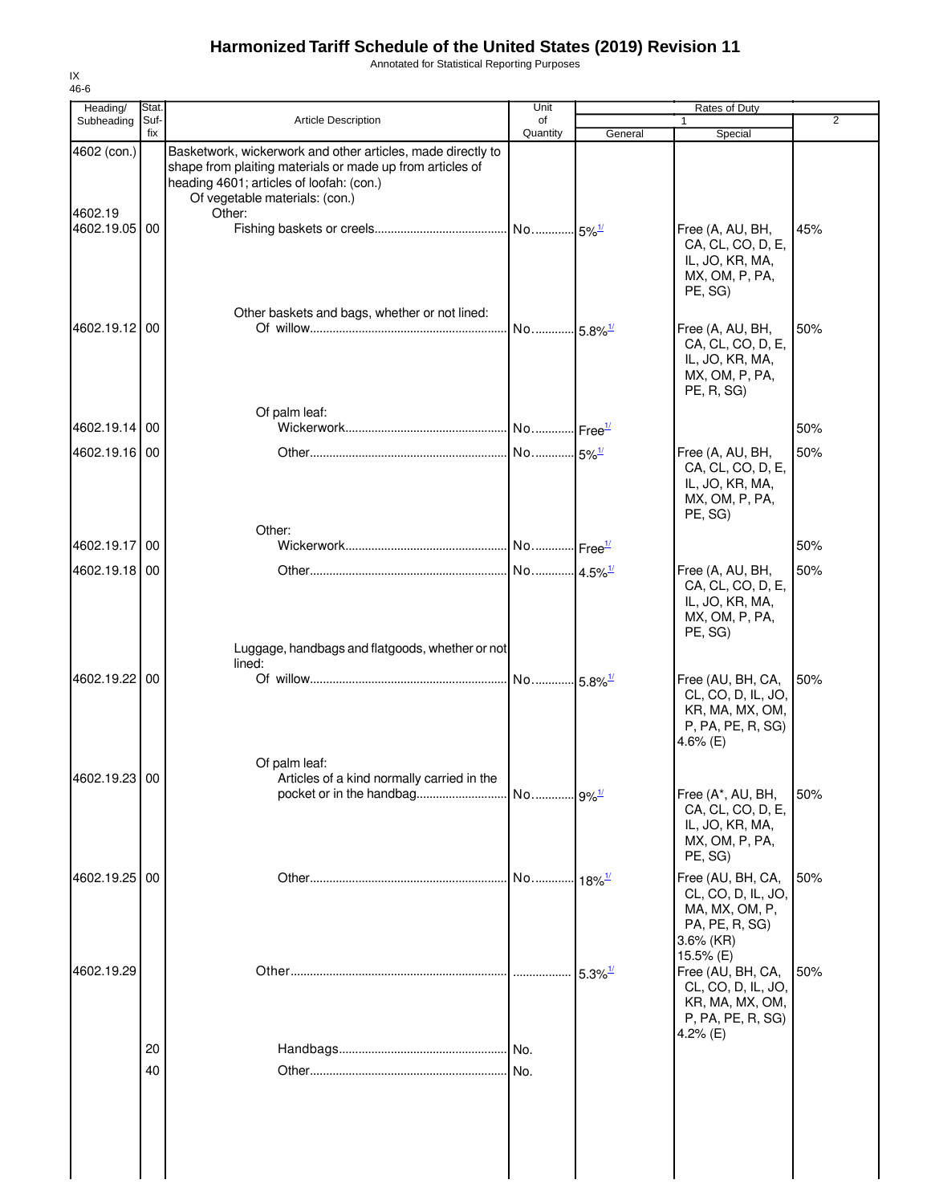# Harmonized Tariff Schedule of the United States (2019) Revision 11

Annotated for Statistical Reporting Purposes

IX
46-6

| Heading/ Subheading | Stat. Suf- fix | Article Description | Unit of Quantity | Rates of Duty 1 General | Rates of Duty 1 Special | Rates of Duty 2 |
|---|---|---|---|---|---|---|
| 4602 (con.) | | Basketwork, wickerwork and other articles, made directly to shape from plaiting materials or made up from articles of heading 4601; articles of loofah: (con.) | | | | |
| | | Of vegetable materials: (con.) | | | | |
| 4602.19 | | Other: | | | | |
| 4602.19.05 | 00 | Fishing baskets or creels | No. | 5%[1/] | Free (A, AU, BH, CA, CL, CO, D, E, IL, JO, KR, MA, MX, OM, P, PA, PE, SG) | 45% |
| | | Other baskets and bags, whether or not lined: | | | | |
| 4602.19.12 | 00 | Of willow | No. | 5.8%[1/] | Free (A, AU, BH, CA, CL, CO, D, E, IL, JO, KR, MA, MX, OM, P, PA, PE, R, SG) | 50% |
| | | Of palm leaf: | | | | |
| 4602.19.14 | 00 | Wickerwork | No. | Free[1/] | | 50% |
| 4602.19.16 | 00 | Other | No. | 5%[1/] | Free (A, AU, BH, CA, CL, CO, D, E, IL, JO, KR, MA, MX, OM, P, PA, PE, SG) | 50% |
| | | Other: | | | | |
| 4602.19.17 | 00 | Wickerwork | No. | Free[1/] | | 50% |
| 4602.19.18 | 00 | Other | No. | 4.5%[1/] | Free (A, AU, BH, CA, CL, CO, D, E, IL, JO, KR, MA, MX, OM, P, PA, PE, SG) | 50% |
| | | Luggage, handbags and flatgoods, whether or not lined: | | | | |
| 4602.19.22 | 00 | Of willow | No. | 5.8%[1/] | Free (AU, BH, CA, CL, CO, D, IL, JO, KR, MA, MX, OM, P, PA, PE, R, SG) 4.6% (E) | 50% |
| | | Of palm leaf: | | | | |
| 4602.19.23 | 00 | Articles of a kind normally carried in the pocket or in the handbag | No. | 9%[1/] | Free (A*, AU, BH, CA, CL, CO, D, E, IL, JO, KR, MA, MX, OM, P, PA, PE, SG) | 50% |
| 4602.19.25 | 00 | Other | No. | 18%[1/] | Free (AU, BH, CA, CL, CO, D, IL, JO, MA, MX, OM, P, PA, PE, R, SG) 3.6% (KR) 15.5% (E) | 50% |
| 4602.19.29 | | Other | | 5.3%[1/] | Free (AU, BH, CA, CL, CO, D, IL, JO, KR, MA, MX, OM, P, PA, PE, R, SG) 4.2% (E) | 50% |
| | 20 | Handbags | No. | | | |
| | 40 | Other | No. | | | |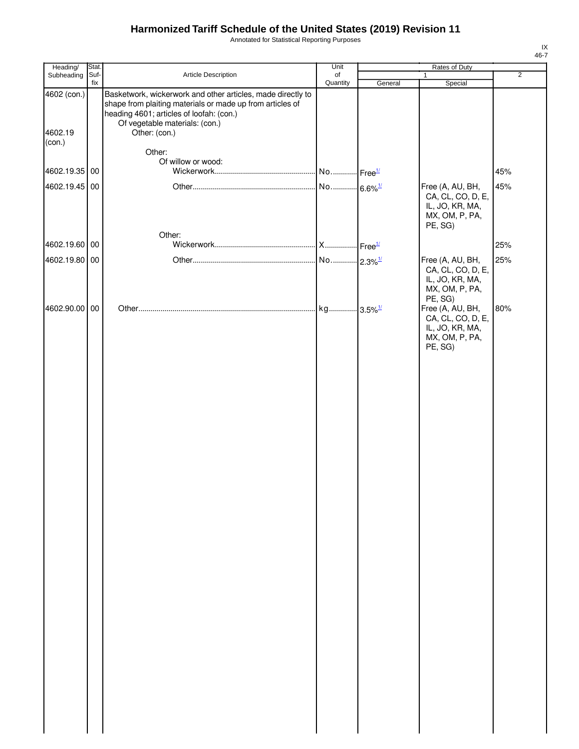# Harmonized Tariff Schedule of the United States (2019) Revision 11

Annotated for Statistical Reporting Purposes

IX
46-7

| Heading/ Subheading | Stat. Suf-fix | Article Description | Unit of Quantity | Rates of Duty 1 General | Rates of Duty 1 Special | Rates of Duty 2 |
|---|---|---|---|---|---|---|
| 4602 (con.) | | Basketwork, wickerwork and other articles, made directly to shape from plaiting materials or made up from articles of heading 4601; articles of loofah: (con.) | | | | |
| | | Of vegetable materials: (con.) | | | | |
| 4602.19 (con.) | | Other: (con.) | | | | |
| | | Other: | | | | |
| | | Of willow or wood: | | | | |
| 4602.19.35 | 00 | Wickerwork | No. | Free[1/] | | 45% |
| 4602.19.45 | 00 | Other | No. | 6.6%[1/] | Free (A, AU, BH, CA, CL, CO, D, E, IL, JO, KR, MA, MX, OM, P, PA, PE, SG) | 45% |
| | | Other: | | | | |
| 4602.19.60 | 00 | Wickerwork | X | Free[1/] | | 25% |
| 4602.19.80 | 00 | Other | No. | 2.3%[1/] | Free (A, AU, BH, CA, CL, CO, D, E, IL, JO, KR, MA, MX, OM, P, PA, PE, SG) | 25% |
| 4602.90.00 | 00 | Other | kg | 3.5%[1/] | Free (A, AU, BH, CA, CL, CO, D, E, IL, JO, KR, MA, MX, OM, P, PA, PE, SG) | 80% |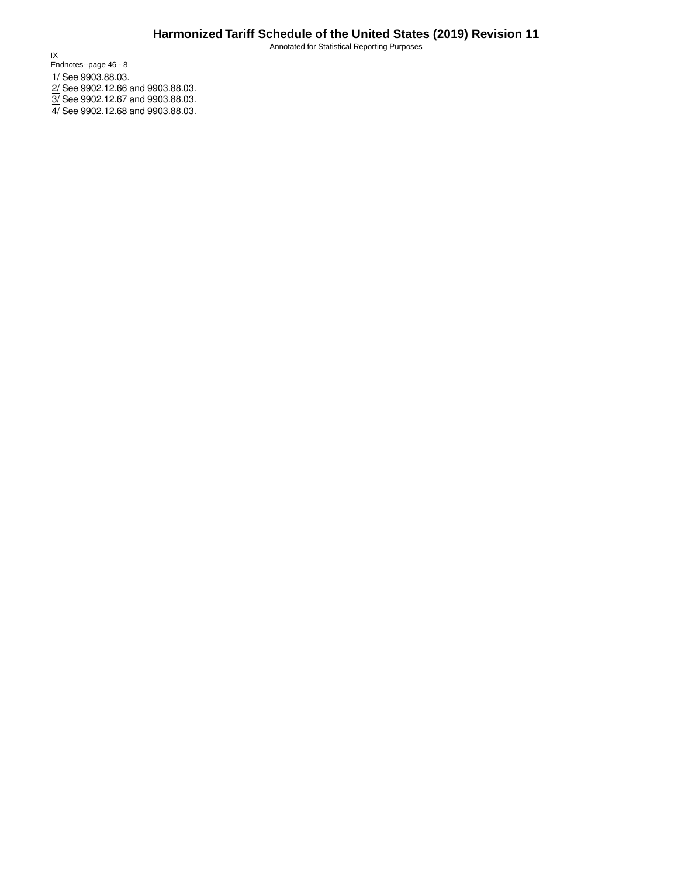1/ See 9903.88.03.
2/ See 9902.12.66 and 9903.88.03.
3/ See 9902.12.67 and 9903.88.03.
4/ See 9902.12.68 and 9903.88.03.